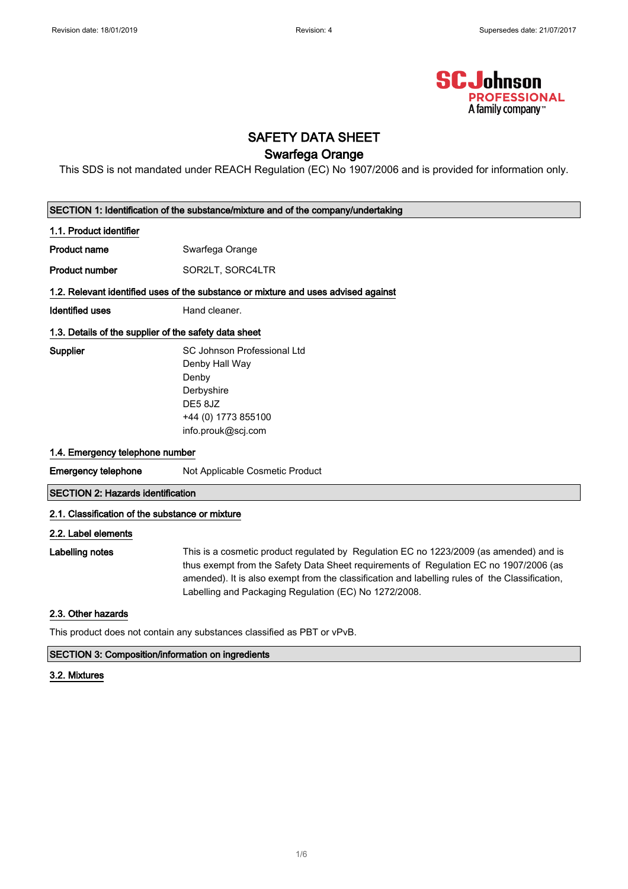# SAFETY DATA SHEET

## Swarfega Orange

This SDS is not mandated under REACH Regulation (EC) No 1907/2006 and is provided for information only.

### SECTION 1: Identification of the substance/mixture and of the company/undertaking

#### 1.1. Product identifier

**Product name** Swarfega Orange

**Product number** SOR2LT, SORC4LTR

#### 1.2. Relevant identified uses of the substance or mixture and uses advised against

**Identified uses** Hand cleaner.

#### 1.3. Details of the supplier of the safety data sheet

**Supplier**
SC Johnson Professional Ltd
Denby Hall Way
Denby
Derbyshire
DE5 8JZ
+44 (0) 1773 855100
info.prouk@scj.com

#### 1.4. Emergency telephone number

**Emergency telephone** Not Applicable Cosmetic Product

### SECTION 2: Hazards identification

#### 2.1. Classification of the substance or mixture

#### 2.2. Label elements

**Labelling notes** This is a cosmetic product regulated by Regulation EC no 1223/2009 (as amended) and is thus exempt from the Safety Data Sheet requirements of Regulation EC no 1907/2006 (as amended). It is also exempt from the classification and labelling rules of the Classification, Labelling and Packaging Regulation (EC) No 1272/2008.

#### 2.3. Other hazards

This product does not contain any substances classified as PBT or vPvB.

### SECTION 3: Composition/information on ingredients

#### 3.2. Mixtures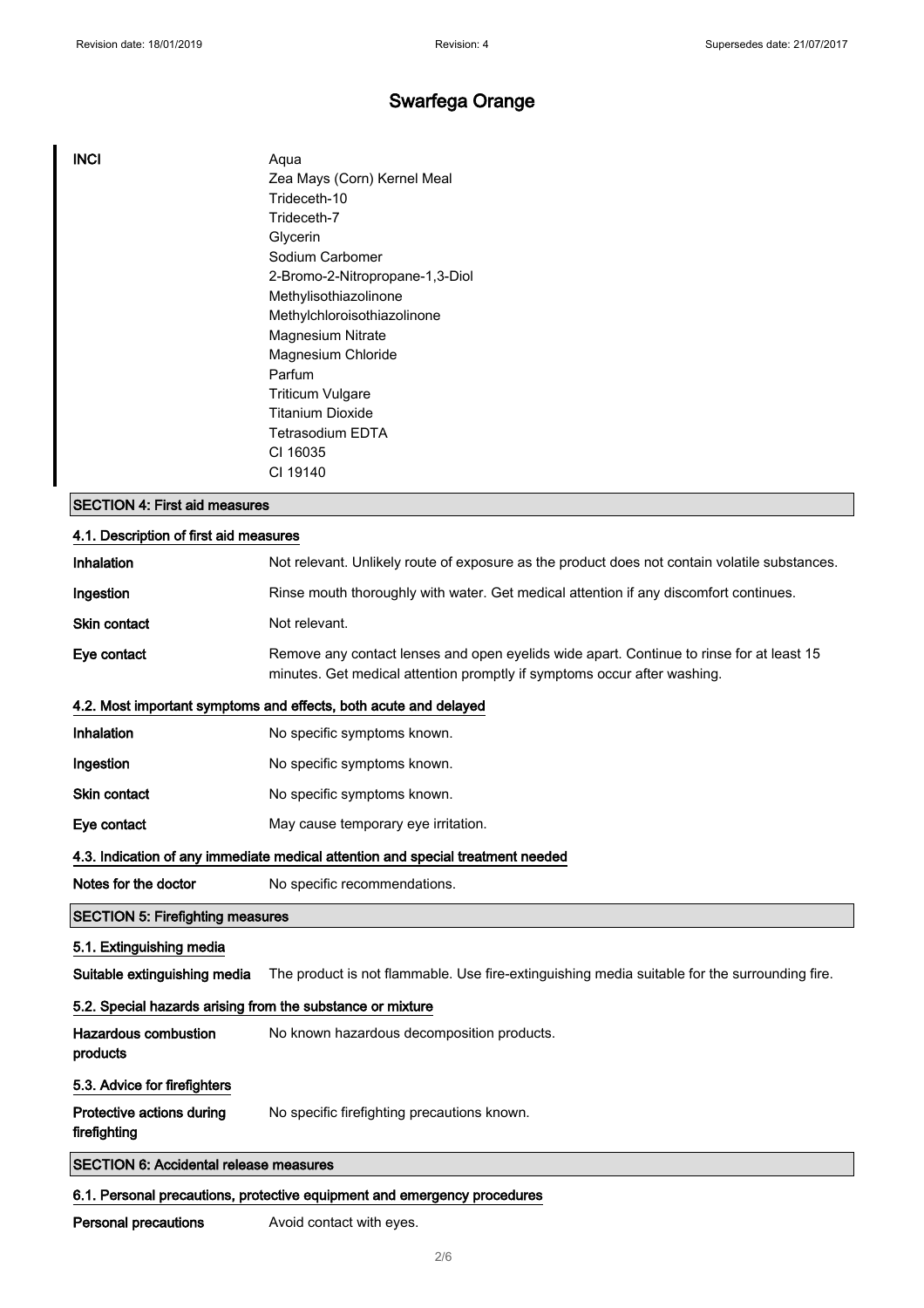# Swarfega Orange

| INCI | |
|---|---|
| INCI | Aqua<br>Zea Mays (Corn) Kernel Meal<br>Trideceth-10<br>Trideceth-7<br>Glycerin<br>Sodium Carbomer<br>2-Bromo-2-Nitropropane-1,3-Diol<br>Methylisothiazolinone<br>Methylchloroisothiazolinone<br>Magnesium Nitrate<br>Magnesium Chloride<br>Parfum<br>Triticum Vulgare<br>Titanium Dioxide<br>Tetrasodium EDTA<br>CI 16035<br>CI 19140 |

## SECTION 4: First aid measures

### 4.1. Description of first aid measures

**Inhalation** Not relevant. Unlikely route of exposure as the product does not contain volatile substances.

**Ingestion** Rinse mouth thoroughly with water. Get medical attention if any discomfort continues.

**Skin contact** Not relevant.

**Eye contact** Remove any contact lenses and open eyelids wide apart. Continue to rinse for at least 15 minutes. Get medical attention promptly if symptoms occur after washing.

### 4.2. Most important symptoms and effects, both acute and delayed

**Inhalation** No specific symptoms known.

**Ingestion** No specific symptoms known.

**Skin contact** No specific symptoms known.

**Eye contact** May cause temporary eye irritation.

### 4.3. Indication of any immediate medical attention and special treatment needed

**Notes for the doctor** No specific recommendations.

## SECTION 5: Firefighting measures

### 5.1. Extinguishing media

**Suitable extinguishing media** The product is not flammable. Use fire-extinguishing media suitable for the surrounding fire.

### 5.2. Special hazards arising from the substance or mixture

**Hazardous combustion products** No known hazardous decomposition products.

### 5.3. Advice for firefighters

**Protective actions during firefighting** No specific firefighting precautions known.

## SECTION 6: Accidental release measures

### 6.1. Personal precautions, protective equipment and emergency procedures

**Personal precautions** Avoid contact with eyes.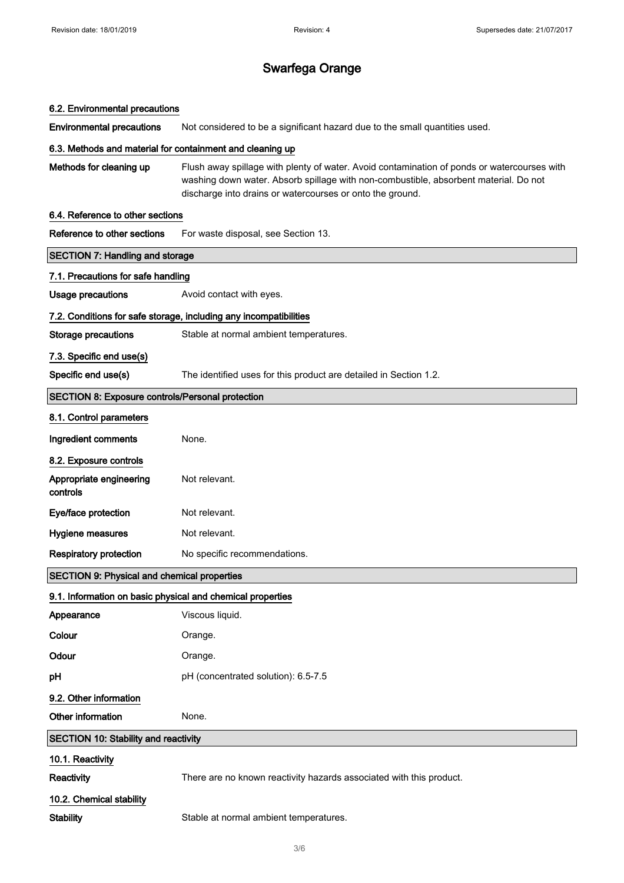# Swarfega Orange

### 6.2. Environmental precautions

**Environmental precautions** Not considered to be a significant hazard due to the small quantities used.

### 6.3. Methods and material for containment and cleaning up

**Methods for cleaning up** Flush away spillage with plenty of water. Avoid contamination of ponds or watercourses with washing down water. Absorb spillage with non-combustible, absorbent material. Do not discharge into drains or watercourses or onto the ground.

### 6.4. Reference to other sections

**Reference to other sections** For waste disposal, see Section 13.

## SECTION 7: Handling and storage

### 7.1. Precautions for safe handling

**Usage precautions** Avoid contact with eyes.

### 7.2. Conditions for safe storage, including any incompatibilities

**Storage precautions** Stable at normal ambient temperatures.

### 7.3. Specific end use(s)

**Specific end use(s)** The identified uses for this product are detailed in Section 1.2.

## SECTION 8: Exposure controls/Personal protection

### 8.1. Control parameters

**Ingredient comments** None.

### 8.2. Exposure controls

**Appropriate engineering controls** Not relevant.

**Eye/face protection** Not relevant.

**Hygiene measures** Not relevant.

**Respiratory protection** No specific recommendations.

## SECTION 9: Physical and chemical properties

### 9.1. Information on basic physical and chemical properties

**Appearance** Viscous liquid.

**Colour** Orange.

**Odour** Orange.

**pH** pH (concentrated solution): 6.5-7.5

### 9.2. Other information

**Other information** None.

## SECTION 10: Stability and reactivity

### 10.1. Reactivity

**Reactivity** There are no known reactivity hazards associated with this product.

### 10.2. Chemical stability

**Stability** Stable at normal ambient temperatures.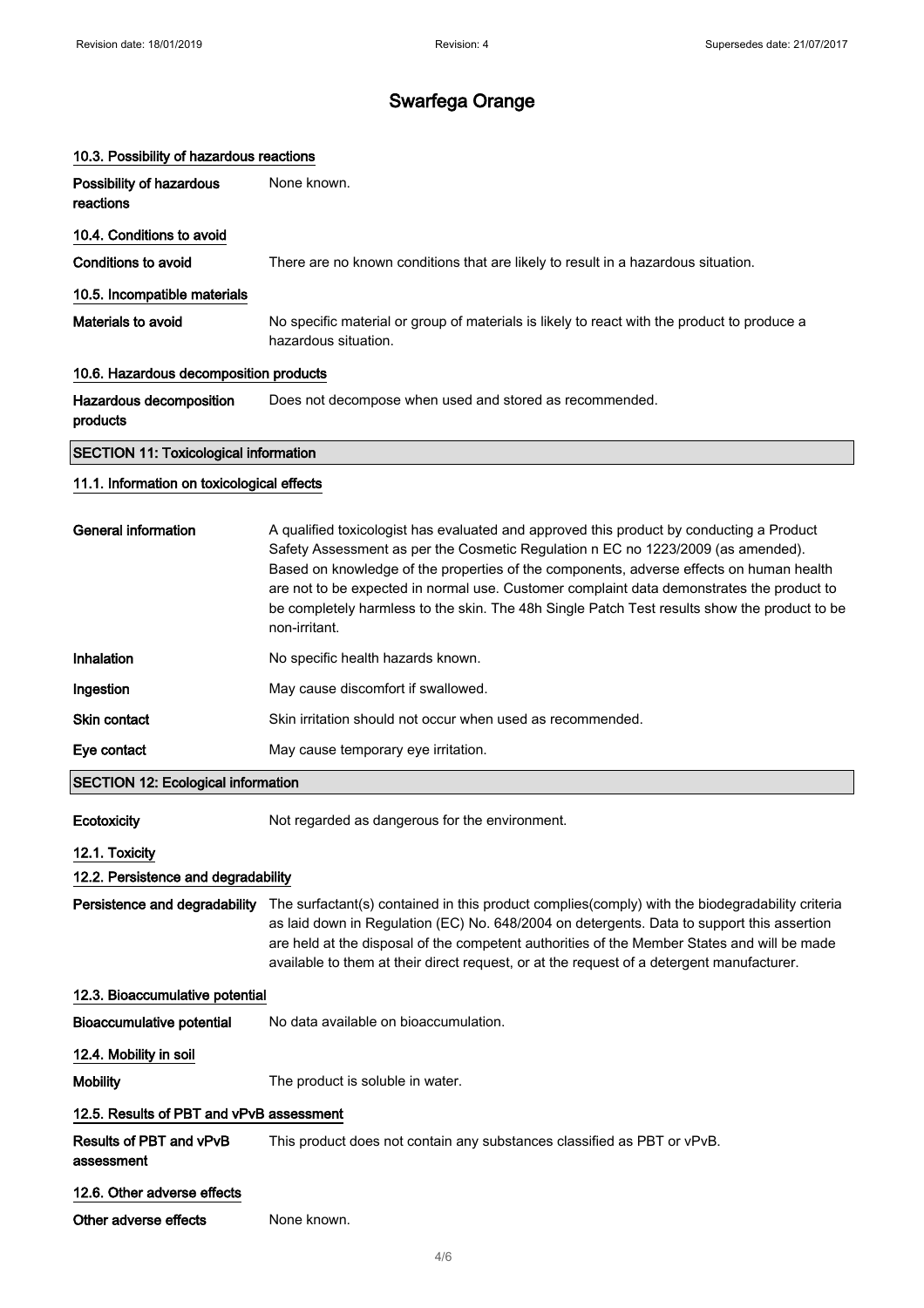### 10.3. Possibility of hazardous reactions

**Possibility of hazardous reactions** None known.

### 10.4. Conditions to avoid

**Conditions to avoid** There are no known conditions that are likely to result in a hazardous situation.

### 10.5. Incompatible materials

**Materials to avoid** No specific material or group of materials is likely to react with the product to produce a hazardous situation.

### 10.6. Hazardous decomposition products

**Hazardous decomposition products** Does not decompose when used and stored as recommended.

## SECTION 11: Toxicological information

### 11.1. Information on toxicological effects

**General information** A qualified toxicologist has evaluated and approved this product by conducting a Product Safety Assessment as per the Cosmetic Regulation n EC no 1223/2009 (as amended). Based on knowledge of the properties of the components, adverse effects on human health are not to be expected in normal use. Customer complaint data demonstrates the product to be completely harmless to the skin. The 48h Single Patch Test results show the product to be non-irritant.

**Inhalation** No specific health hazards known.

**Ingestion** May cause discomfort if swallowed.

**Skin contact** Skin irritation should not occur when used as recommended.

**Eye contact** May cause temporary eye irritation.

## SECTION 12: Ecological information

**Ecotoxicity** Not regarded as dangerous for the environment.

### 12.1. Toxicity

### 12.2. Persistence and degradability

**Persistence and degradability** The surfactant(s) contained in this product complies(comply) with the biodegradability criteria as laid down in Regulation (EC) No. 648/2004 on detergents. Data to support this assertion are held at the disposal of the competent authorities of the Member States and will be made available to them at their direct request, or at the request of a detergent manufacturer.

### 12.3. Bioaccumulative potential

**Bioaccumulative potential** No data available on bioaccumulation.

### 12.4. Mobility in soil

**Mobility** The product is soluble in water.

### 12.5. Results of PBT and vPvB assessment

**Results of PBT and vPvB assessment** This product does not contain any substances classified as PBT or vPvB.

### 12.6. Other adverse effects

**Other adverse effects** None known.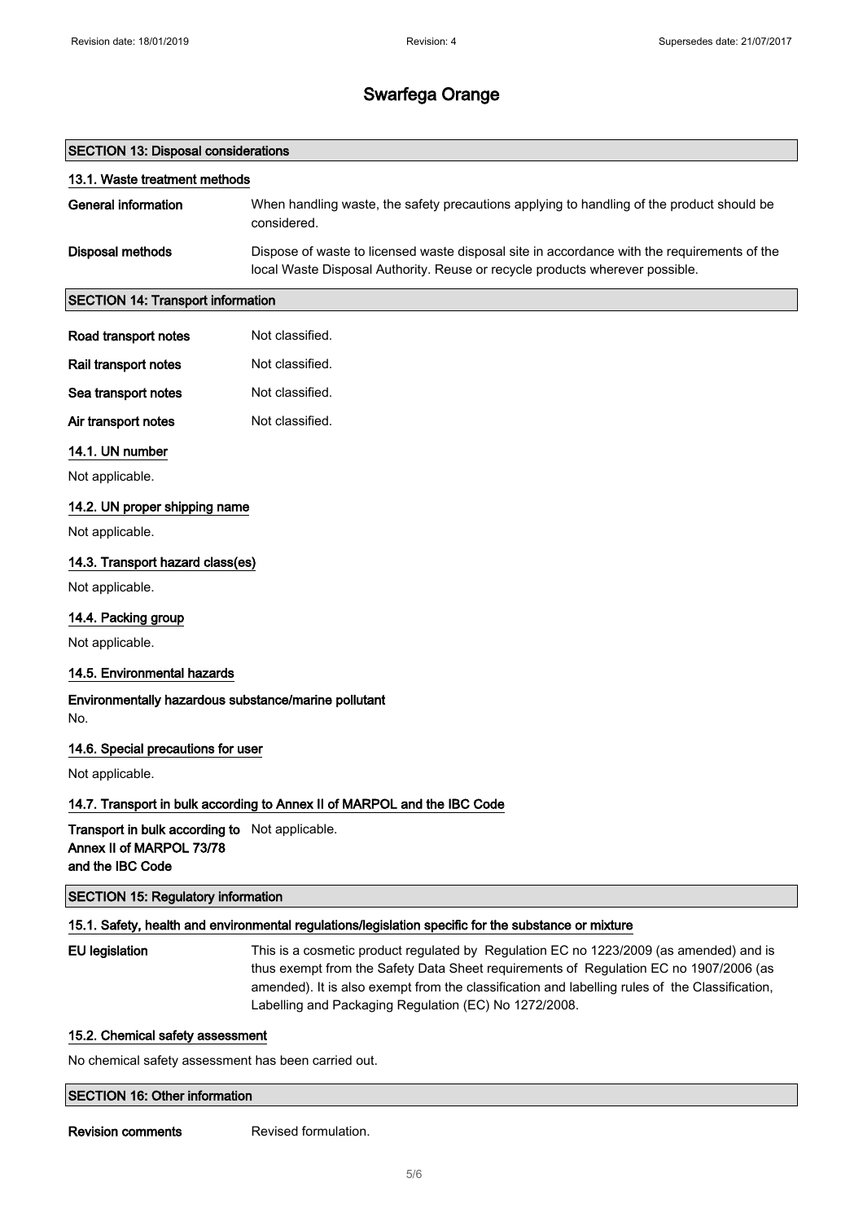# Swarfega Orange

## SECTION 13: Disposal considerations

### 13.1. Waste treatment methods

**General information** When handling waste, the safety precautions applying to handling of the product should be considered.

**Disposal methods** Dispose of waste to licensed waste disposal site in accordance with the requirements of the local Waste Disposal Authority. Reuse or recycle products wherever possible.

## SECTION 14: Transport information

**Road transport notes** Not classified.

**Rail transport notes** Not classified.

**Sea transport notes** Not classified.

**Air transport notes** Not classified.

### 14.1. UN number

Not applicable.

### 14.2. UN proper shipping name

Not applicable.

### 14.3. Transport hazard class(es)

Not applicable.

### 14.4. Packing group

Not applicable.

### 14.5. Environmental hazards

**Environmentally hazardous substance/marine pollutant**

No.

### 14.6. Special precautions for user

Not applicable.

### 14.7. Transport in bulk according to Annex II of MARPOL and the IBC Code

**Transport in bulk according to Annex II of MARPOL 73/78 and the IBC Code** Not applicable.

## SECTION 15: Regulatory information

### 15.1. Safety, health and environmental regulations/legislation specific for the substance or mixture

**EU legislation** This is a cosmetic product regulated by Regulation EC no 1223/2009 (as amended) and is thus exempt from the Safety Data Sheet requirements of Regulation EC no 1907/2006 (as amended). It is also exempt from the classification and labelling rules of the Classification, Labelling and Packaging Regulation (EC) No 1272/2008.

### 15.2. Chemical safety assessment

No chemical safety assessment has been carried out.

## SECTION 16: Other information

**Revision comments** Revised formulation.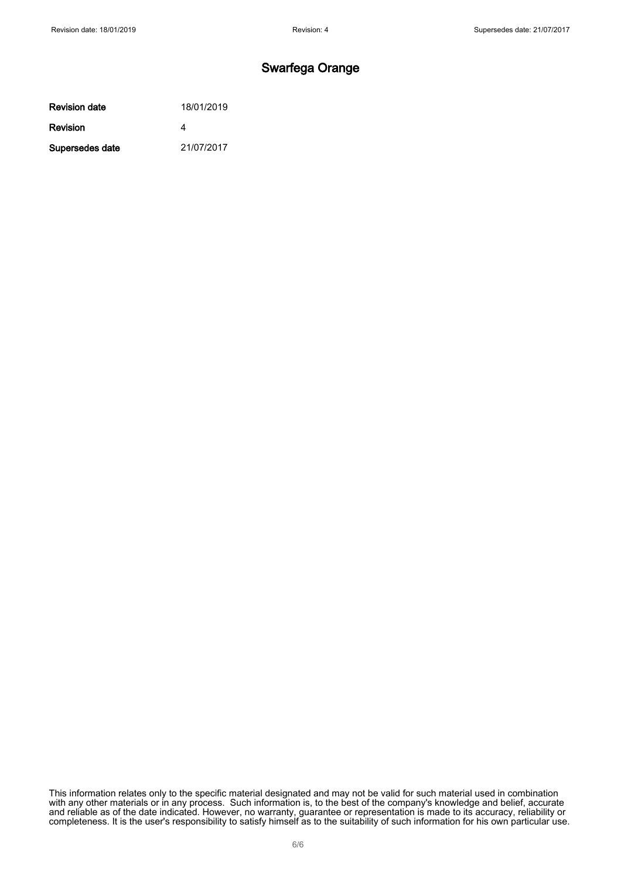# Swarfega Orange

| | |
|---|---|
| **Revision date** | 18/01/2019 |
| **Revision** | 4 |
| **Supersedes date** | 21/07/2017 |

This information relates only to the specific material designated and may not be valid for such material used in combination with any other materials or in any process. Such information is, to the best of the company's knowledge and belief, accurate and reliable as of the date indicated. However, no warranty, guarantee or representation is made to its accuracy, reliability or completeness. It is the user's responsibility to satisfy himself as to the suitability of such information for his own particular use.